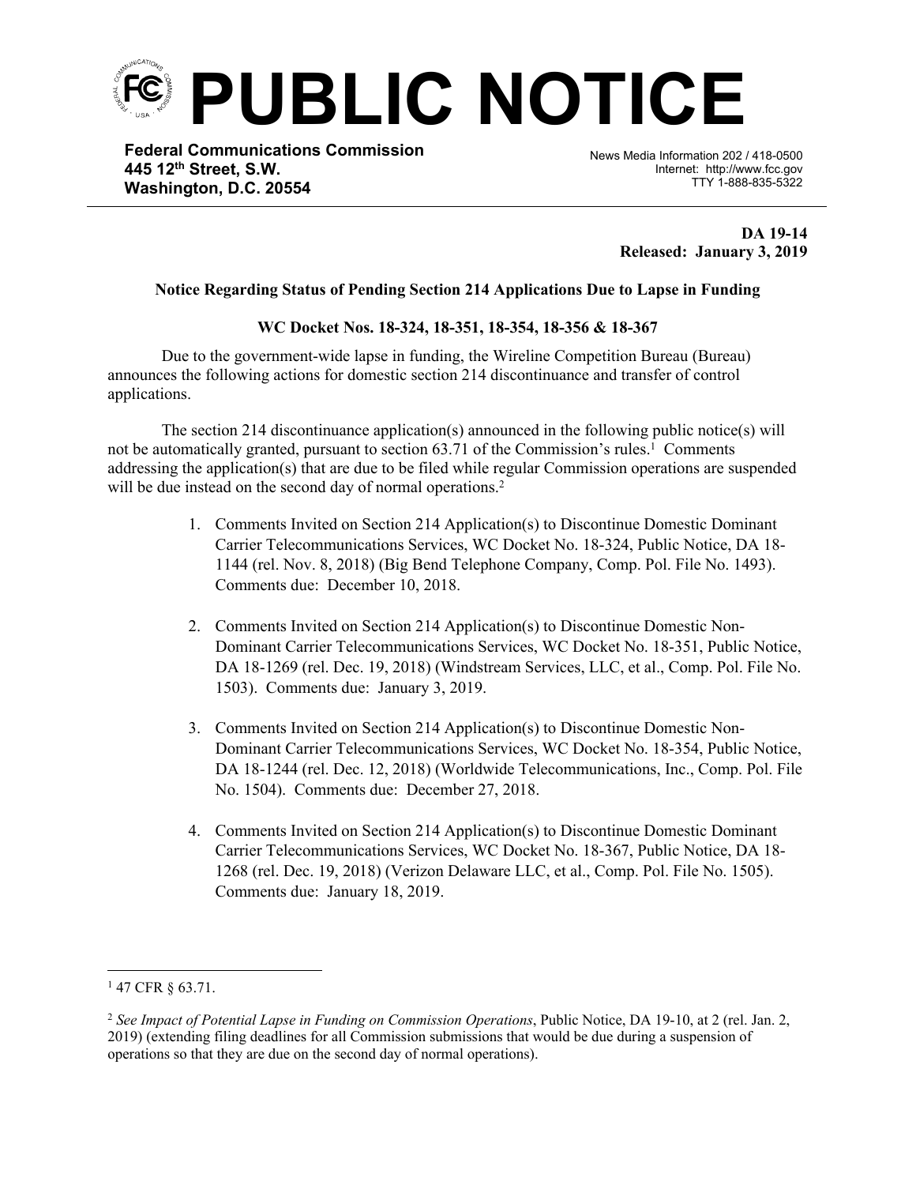# PUBLIC NOTICE

**Federal Communications Commission**
**445 12th Street, S.W.**
**Washington, D.C. 20554**

News Media Information 202 / 418-0500
Internet: http://www.fcc.gov
TTY 1-888-835-5322

**DA 19-14**
**Released: January 3, 2019**

**Notice Regarding Status of Pending Section 214 Applications Due to Lapse in Funding**

**WC Docket Nos. 18-324, 18-351, 18-354, 18-356 & 18-367**

Due to the government-wide lapse in funding, the Wireline Competition Bureau (Bureau) announces the following actions for domestic section 214 discontinuance and transfer of control applications.

The section 214 discontinuance application(s) announced in the following public notice(s) will not be automatically granted, pursuant to section 63.71 of the Commission's rules.[1] Comments addressing the application(s) that are due to be filed while regular Commission operations are suspended will be due instead on the second day of normal operations.[2]

1. Comments Invited on Section 214 Application(s) to Discontinue Domestic Dominant Carrier Telecommunications Services, WC Docket No. 18-324, Public Notice, DA 18-1144 (rel. Nov. 8, 2018) (Big Bend Telephone Company, Comp. Pol. File No. 1493). Comments due: December 10, 2018.

2. Comments Invited on Section 214 Application(s) to Discontinue Domestic Non-Dominant Carrier Telecommunications Services, WC Docket No. 18-351, Public Notice, DA 18-1269 (rel. Dec. 19, 2018) (Windstream Services, LLC, et al., Comp. Pol. File No. 1503). Comments due: January 3, 2019.

3. Comments Invited on Section 214 Application(s) to Discontinue Domestic Non-Dominant Carrier Telecommunications Services, WC Docket No. 18-354, Public Notice, DA 18-1244 (rel. Dec. 12, 2018) (Worldwide Telecommunications, Inc., Comp. Pol. File No. 1504). Comments due: December 27, 2018.

4. Comments Invited on Section 214 Application(s) to Discontinue Domestic Dominant Carrier Telecommunications Services, WC Docket No. 18-367, Public Notice, DA 18-1268 (rel. Dec. 19, 2018) (Verizon Delaware LLC, et al., Comp. Pol. File No. 1505). Comments due: January 18, 2019.

---

[1] 47 CFR § 63.71.

[2] *See Impact of Potential Lapse in Funding on Commission Operations*, Public Notice, DA 19-10, at 2 (rel. Jan. 2, 2019) (extending filing deadlines for all Commission submissions that would be due during a suspension of operations so that they are due on the second day of normal operations).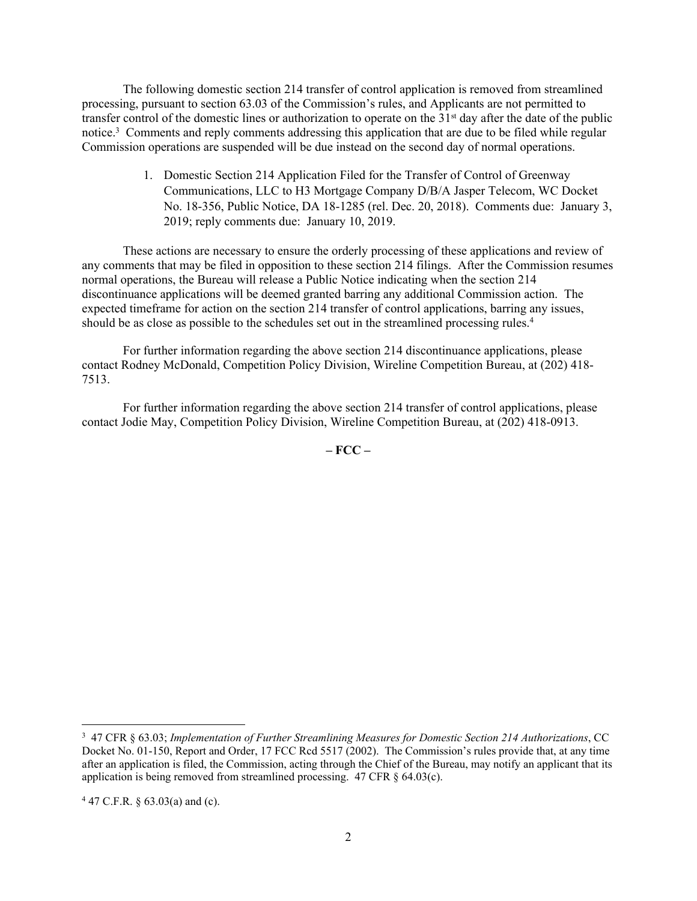The following domestic section 214 transfer of control application is removed from streamlined processing, pursuant to section 63.03 of the Commission's rules, and Applicants are not permitted to transfer control of the domestic lines or authorization to operate on the 31st day after the date of the public notice.[3] Comments and reply comments addressing this application that are due to be filed while regular Commission operations are suspended will be due instead on the second day of normal operations.

1. Domestic Section 214 Application Filed for the Transfer of Control of Greenway Communications, LLC to H3 Mortgage Company D/B/A Jasper Telecom, WC Docket No. 18-356, Public Notice, DA 18-1285 (rel. Dec. 20, 2018). Comments due: January 3, 2019; reply comments due: January 10, 2019.

These actions are necessary to ensure the orderly processing of these applications and review of any comments that may be filed in opposition to these section 214 filings. After the Commission resumes normal operations, the Bureau will release a Public Notice indicating when the section 214 discontinuance applications will be deemed granted barring any additional Commission action. The expected timeframe for action on the section 214 transfer of control applications, barring any issues, should be as close as possible to the schedules set out in the streamlined processing rules.[4]

For further information regarding the above section 214 discontinuance applications, please contact Rodney McDonald, Competition Policy Division, Wireline Competition Bureau, at (202) 418-7513.

For further information regarding the above section 214 transfer of control applications, please contact Jodie May, Competition Policy Division, Wireline Competition Bureau, at (202) 418-0913.

**– FCC –**

---

[3] 47 CFR § 63.03; *Implementation of Further Streamlining Measures for Domestic Section 214 Authorizations*, CC Docket No. 01-150, Report and Order, 17 FCC Rcd 5517 (2002). The Commission's rules provide that, at any time after an application is filed, the Commission, acting through the Chief of the Bureau, may notify an applicant that its application is being removed from streamlined processing. 47 CFR § 64.03(c).

[4] 47 C.F.R. § 63.03(a) and (c).